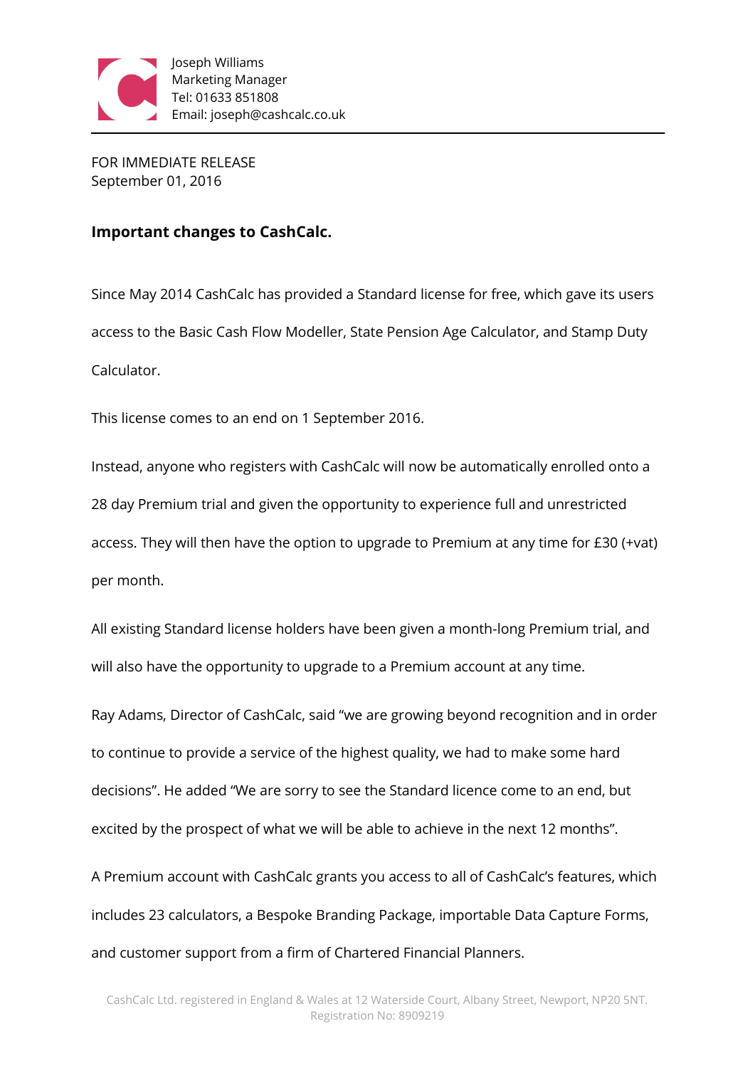Joseph Williams
Marketing Manager
Tel: 01633 851808
Email: joseph@cashcalc.co.uk

FOR IMMEDIATE RELEASE
September 01, 2016

## Important changes to CashCalc.

Since May 2014 CashCalc has provided a Standard license for free, which gave its users access to the Basic Cash Flow Modeller, State Pension Age Calculator, and Stamp Duty Calculator.

This license comes to an end on 1 September 2016.

Instead, anyone who registers with CashCalc will now be automatically enrolled onto a 28 day Premium trial and given the opportunity to experience full and unrestricted access. They will then have the option to upgrade to Premium at any time for £30 (+vat) per month.

All existing Standard license holders have been given a month-long Premium trial, and will also have the opportunity to upgrade to a Premium account at any time.

Ray Adams, Director of CashCalc, said "we are growing beyond recognition and in order to continue to provide a service of the highest quality, we had to make some hard decisions". He added "We are sorry to see the Standard licence come to an end, but excited by the prospect of what we will be able to achieve in the next 12 months".

A Premium account with CashCalc grants you access to all of CashCalc's features, which includes 23 calculators, a Bespoke Branding Package, importable Data Capture Forms, and customer support from a firm of Chartered Financial Planners.

CashCalc Ltd. registered in England & Wales at 12 Waterside Court, Albany Street, Newport, NP20 5NT. Registration No: 8909219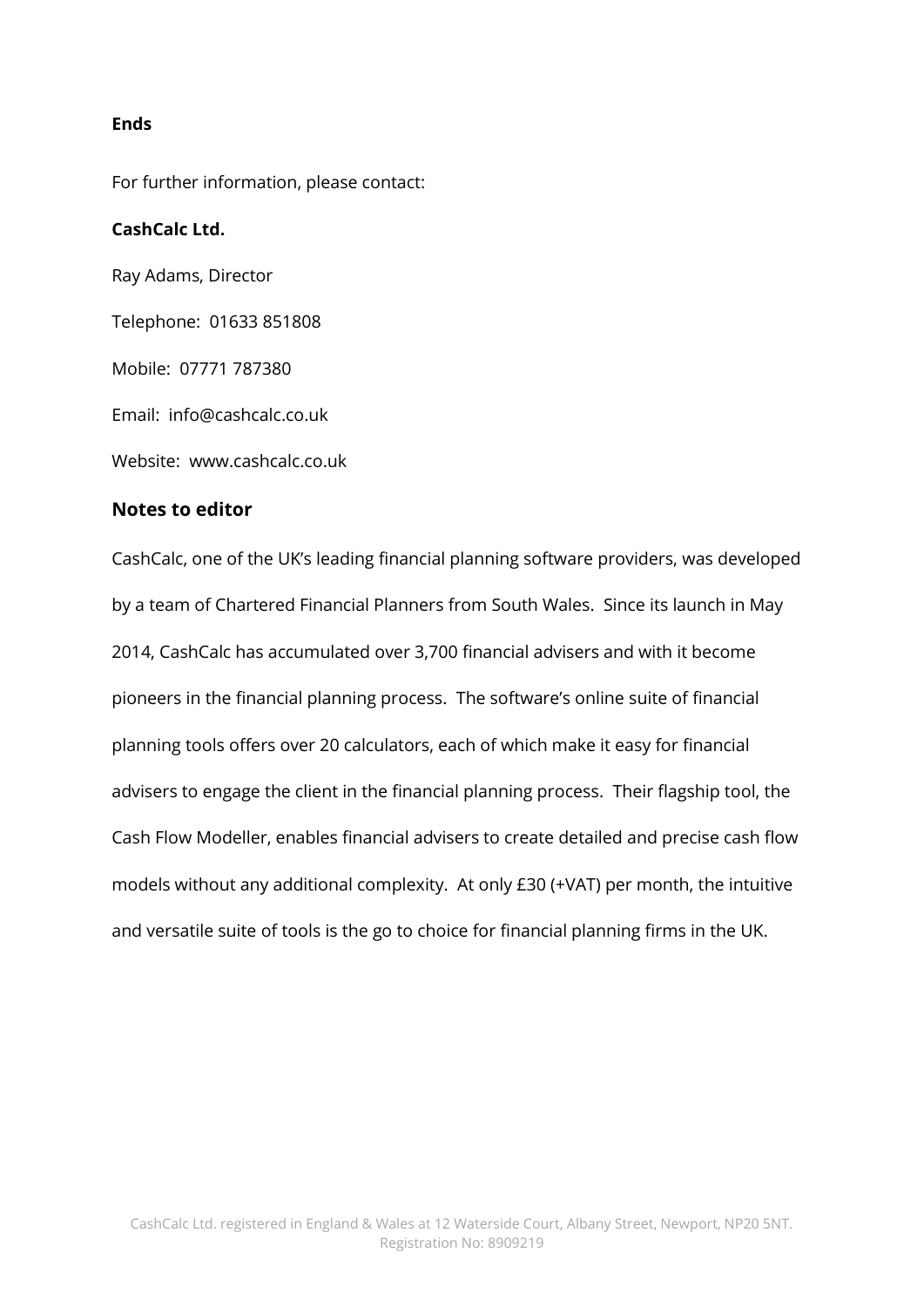**Ends**

For further information, please contact:

**CashCalc Ltd.**

Ray Adams, Director

Telephone:  01633 851808

Mobile:  07771 787380

Email:  info@cashcalc.co.uk

Website:  www.cashcalc.co.uk

## Notes to editor

CashCalc, one of the UK's leading financial planning software providers, was developed by a team of Chartered Financial Planners from South Wales.  Since its launch in May 2014, CashCalc has accumulated over 3,700 financial advisers and with it become pioneers in the financial planning process.  The software's online suite of financial planning tools offers over 20 calculators, each of which make it easy for financial advisers to engage the client in the financial planning process.  Their flagship tool, the Cash Flow Modeller, enables financial advisers to create detailed and precise cash flow models without any additional complexity.  At only £30 (+VAT) per month, the intuitive and versatile suite of tools is the go to choice for financial planning firms in the UK.

CashCalc Ltd. registered in England & Wales at 12 Waterside Court, Albany Street, Newport, NP20 5NT.
Registration No: 8909219